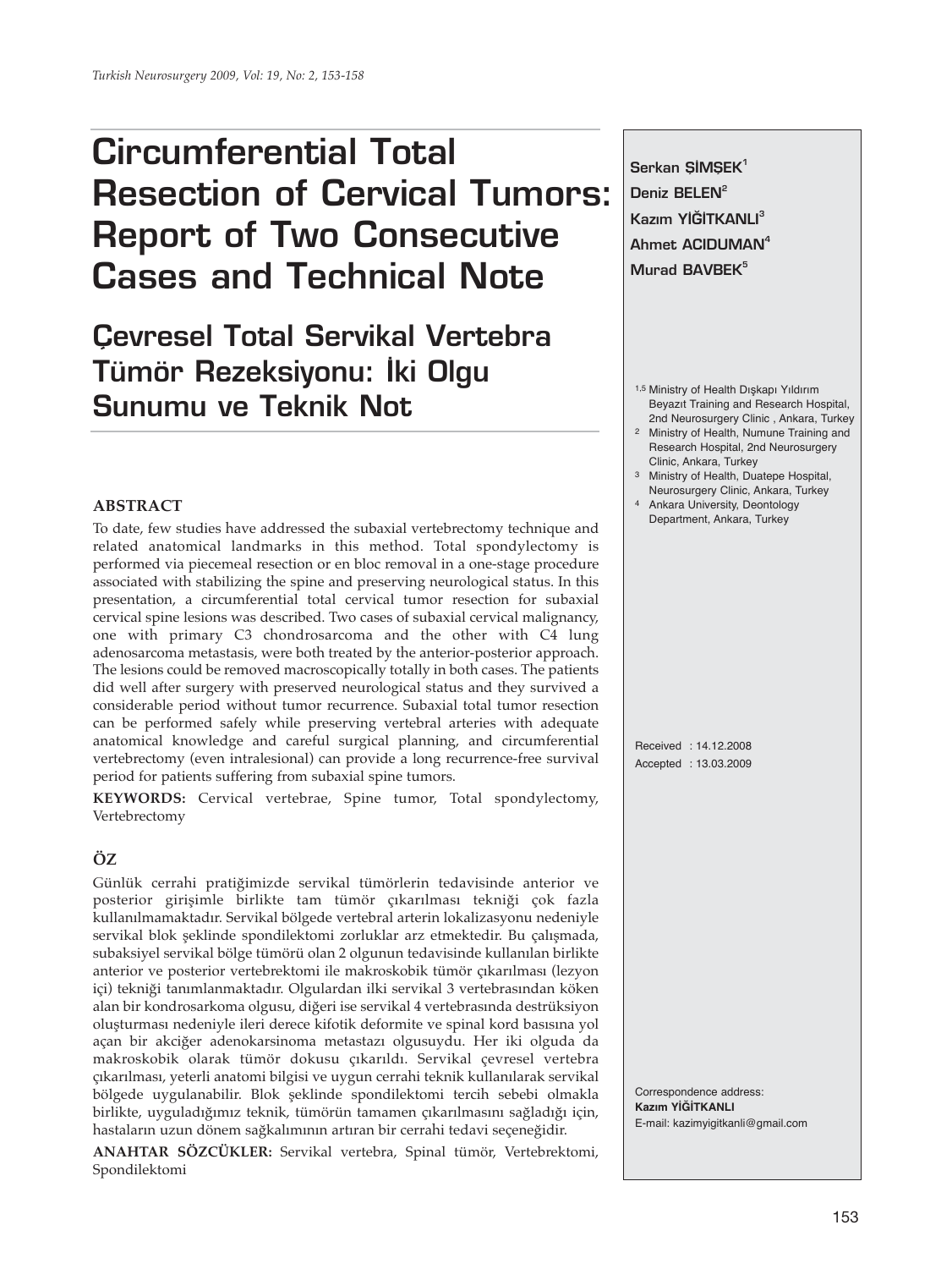# Circumferential Total Resection of Cervical Tumors: Report of Two Consecutive Cases and Technical Note

## Çevresel Total Servikal Vertebra Tümör Rezeksiyonu: İki Olgu Sunumu ve Teknik Not

**Serkan ŞİMŞEK**[1]
**Deniz BELEN**[2]
**Kazım YİĞİTKANLI**[3]
**Ahmet ACIDUMAN**[4]
**Murad BAVBEK**[5]

[1,5] Ministry of Health Dışkapı Yıldırım Beyazıt Training and Research Hospital, 2nd Neurosurgery Clinic , Ankara, Turkey
[2] Ministry of Health, Numune Training and Research Hospital, 2nd Neurosurgery Clinic, Ankara, Turkey
[3] Ministry of Health, Duatepe Hospital, Neurosurgery Clinic, Ankara, Turkey
[4] Ankara University, Deontology Department, Ankara, Turkey

Received : 14.12.2008
Accepted : 13.03.2009

Correspondence address:
**Kazım YİĞİTKANLI**
E-mail: kazimyigitkanli@gmail.com

### ABSTRACT

To date, few studies have addressed the subaxial vertebrectomy technique and related anatomical landmarks in this method. Total spondylectomy is performed via piecemeal resection or en bloc removal in a one-stage procedure associated with stabilizing the spine and preserving neurological status. In this presentation, a circumferential total cervical tumor resection for subaxial cervical spine lesions was described. Two cases of subaxial cervical malignancy, one with primary C3 chondrosarcoma and the other with C4 lung adenosarcoma metastasis, were both treated by the anterior-posterior approach. The lesions could be removed macroscopically totally in both cases. The patients did well after surgery with preserved neurological status and they survived a considerable period without tumor recurrence. Subaxial total tumor resection can be performed safely while preserving vertebral arteries with adequate anatomical knowledge and careful surgical planning, and circumferential vertebrectomy (even intralesional) can provide a long recurrence-free survival period for patients suffering from subaxial spine tumors.

**KEYWORDS:** Cervical vertebrae, Spine tumor, Total spondylectomy, Vertebrectomy

### ÖZ

Günlük cerrahi pratiğimizde servikal tümörlerin tedavisinde anterior ve posterior girişimle birlikte tam tümör çıkarılması tekniği çok fazla kullanılmamaktadır. Servikal bölgede vertebral arterin lokalizasyonu nedeniyle servikal blok şeklinde spondilektomi zorluklar arz etmektedir. Bu çalışmada, subaksiyel servikal bölge tümörü olan 2 olgunun tedavisinde kullanılan birlikte anterior ve posterior vertebrektomi ile makroskobik tümör çıkarılması (lezyon içi) tekniği tanımlanmaktadır. Olgulardan ilki servikal 3 vertebrasından köken alan bir kondrosarkoma olgusu, diğeri ise servikal 4 vertebrasında destrüksiyon oluşturması nedeniyle ileri derece kifotik deformite ve spinal kord basısına yol açan bir akciğer adenokarsinoma metastazı olgusuydu. Her iki olguda da makroskobik olarak tümör dokusu çıkarıldı. Servikal çevresel vertebra çıkarılması, yeterli anatomi bilgisi ve uygun cerrahi teknik kullanılarak servikal bölgede uygulanabilir. Blok şeklinde spondilektomi tercih sebebi olmakla birlikte, uyguladığımız teknik, tümörün tamamen çıkarılmasını sağladığı için, hastaların uzun dönem sağkalımının artıran bir cerrahi tedavi seçeneğidir.

**ANAHTAR SÖZCÜKLER:** Servikal vertebra, Spinal tümör, Vertebrektomi, Spondilektomi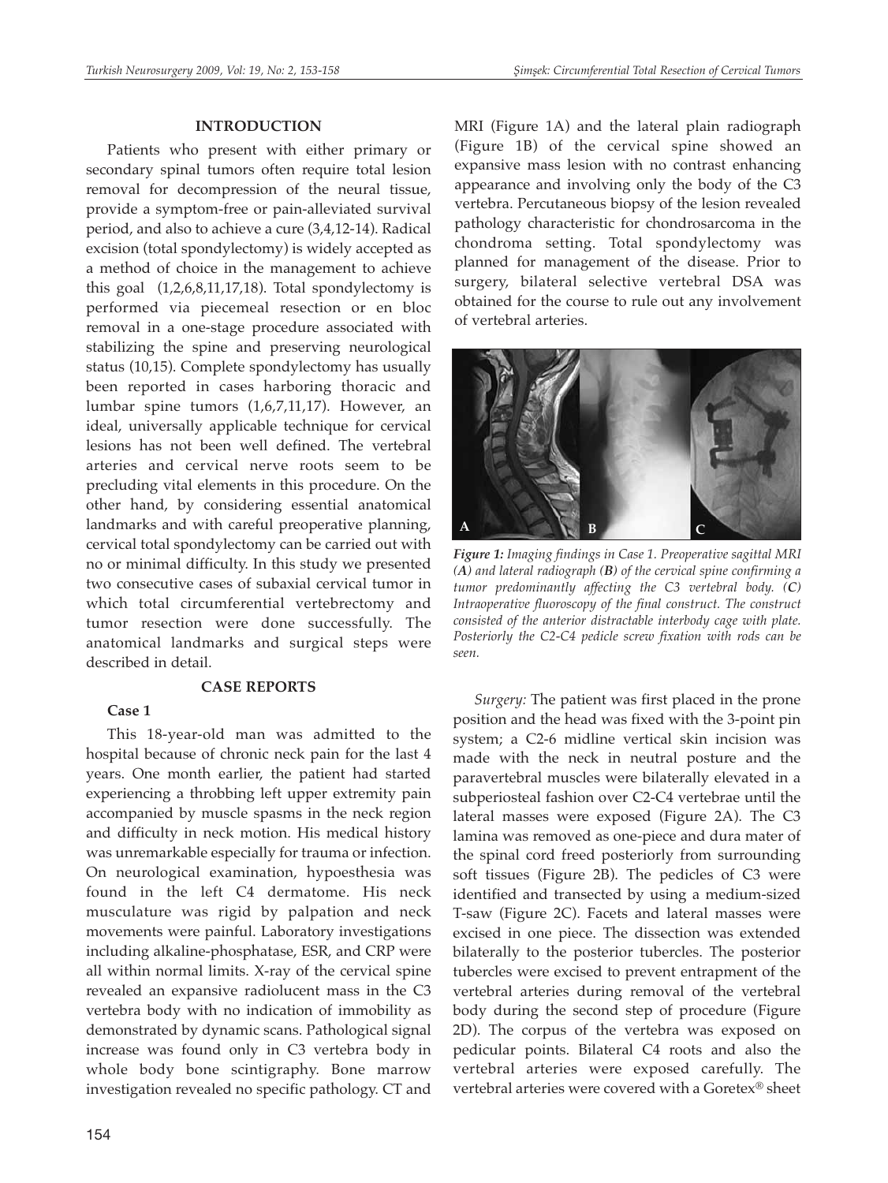## INTRODUCTION

Patients who present with either primary or secondary spinal tumors often require total lesion removal for decompression of the neural tissue, provide a symptom-free or pain-alleviated survival period, and also to achieve a cure (3,4,12-14). Radical excision (total spondylectomy) is widely accepted as a method of choice in the management to achieve this goal (1,2,6,8,11,17,18). Total spondylectomy is performed via piecemeal resection or en bloc removal in a one-stage procedure associated with stabilizing the spine and preserving neurological status (10,15). Complete spondylectomy has usually been reported in cases harboring thoracic and lumbar spine tumors (1,6,7,11,17). However, an ideal, universally applicable technique for cervical lesions has not been well defined. The vertebral arteries and cervical nerve roots seem to be precluding vital elements in this procedure. On the other hand, by considering essential anatomical landmarks and with careful preoperative planning, cervical total spondylectomy can be carried out with no or minimal difficulty. In this study we presented two consecutive cases of subaxial cervical tumor in which total circumferential vertebrectomy and tumor resection were done successfully. The anatomical landmarks and surgical steps were described in detail.

## CASE REPORTS

### Case 1

This 18-year-old man was admitted to the hospital because of chronic neck pain for the last 4 years. One month earlier, the patient had started experiencing a throbbing left upper extremity pain accompanied by muscle spasms in the neck region and difficulty in neck motion. His medical history was unremarkable especially for trauma or infection. On neurological examination, hypoesthesia was found in the left C4 dermatome. His neck musculature was rigid by palpation and neck movements were painful. Laboratory investigations including alkaline-phosphatase, ESR, and CRP were all within normal limits. X-ray of the cervical spine revealed an expansive radiolucent mass in the C3 vertebra body with no indication of immobility as demonstrated by dynamic scans. Pathological signal increase was found only in C3 vertebra body in whole body bone scintigraphy. Bone marrow investigation revealed no specific pathology. CT and MRI (Figure 1A) and the lateral plain radiograph (Figure 1B) of the cervical spine showed an expansive mass lesion with no contrast enhancing appearance and involving only the body of the C3 vertebra. Percutaneous biopsy of the lesion revealed pathology characteristic for chondrosarcoma in the chondroma setting. Total spondylectomy was planned for management of the disease. Prior to surgery, bilateral selective vertebral DSA was obtained for the course to rule out any involvement of vertebral arteries.

*Figure 1: Imaging findings in Case 1. Preoperative sagittal MRI (**A**) and lateral radiograph (**B**) of the cervical spine confirming a tumor predominantly affecting the C3 vertebral body. (**C**) Intraoperative fluoroscopy of the final construct. The construct consisted of the anterior distractable interbody cage with plate. Posteriorly the C2-C4 pedicle screw fixation with rods can be seen.*

*Surgery:* The patient was first placed in the prone position and the head was fixed with the 3-point pin system; a C2-6 midline vertical skin incision was made with the neck in neutral posture and the paravertebral muscles were bilaterally elevated in a subperiosteal fashion over C2-C4 vertebrae until the lateral masses were exposed (Figure 2A). The C3 lamina was removed as one-piece and dura mater of the spinal cord freed posteriorly from surrounding soft tissues (Figure 2B). The pedicles of C3 were identified and transected by using a medium-sized T-saw (Figure 2C). Facets and lateral masses were excised in one piece. The dissection was extended bilaterally to the posterior tubercles. The posterior tubercles were excised to prevent entrapment of the vertebral arteries during removal of the vertebral body during the second step of procedure (Figure 2D). The corpus of the vertebra was exposed on pedicular points. Bilateral C4 roots and also the vertebral arteries were exposed carefully. The vertebral arteries were covered with a Goretex® sheet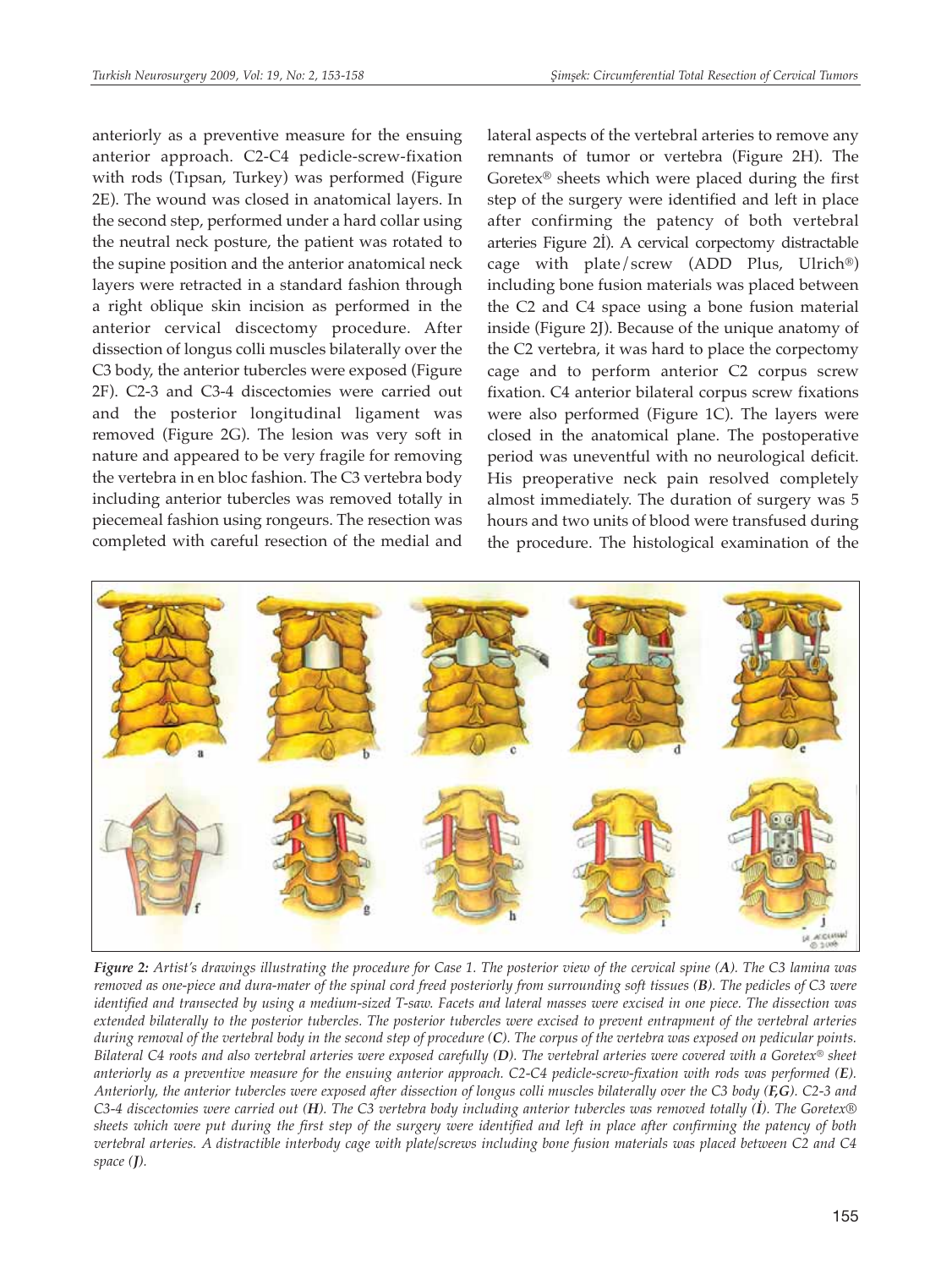anteriorly as a preventive measure for the ensuing anterior approach. C2-C4 pedicle-screw-fixation with rods (Tıpsan, Turkey) was performed (Figure 2E). The wound was closed in anatomical layers. In the second step, performed under a hard collar using the neutral neck posture, the patient was rotated to the supine position and the anterior anatomical neck layers were retracted in a standard fashion through a right oblique skin incision as performed in the anterior cervical discectomy procedure. After dissection of longus colli muscles bilaterally over the C3 body, the anterior tubercles were exposed (Figure 2F). C2-3 and C3-4 discectomies were carried out and the posterior longitudinal ligament was removed (Figure 2G). The lesion was very soft in nature and appeared to be very fragile for removing the vertebra in en bloc fashion. The C3 vertebra body including anterior tubercles was removed totally in piecemeal fashion using rongeurs. The resection was completed with careful resection of the medial and lateral aspects of the vertebral arteries to remove any remnants of tumor or vertebra (Figure 2H). The Goretex® sheets which were placed during the first step of the surgery were identified and left in place after confirming the patency of both vertebral arteries Figure 2İ). A cervical corpectomy distractable cage with plate/screw (ADD Plus, Ulrich®) including bone fusion materials was placed between the C2 and C4 space using a bone fusion material inside (Figure 2J). Because of the unique anatomy of the C2 vertebra, it was hard to place the corpectomy cage and to perform anterior C2 corpus screw fixation. C4 anterior bilateral corpus screw fixations were also performed (Figure 1C). The layers were closed in the anatomical plane. The postoperative period was uneventful with no neurological deficit. His preoperative neck pain resolved completely almost immediately. The duration of surgery was 5 hours and two units of blood were transfused during the procedure. The histological examination of the

***Figure 2:*** *Artist's drawings illustrating the procedure for Case 1. The posterior view of the cervical spine (**A**). The C3 lamina was removed as one-piece and dura-mater of the spinal cord freed posteriorly from surrounding soft tissues (**B**). The pedicles of C3 were identified and transected by using a medium-sized T-saw. Facets and lateral masses were excised in one piece. The dissection was extended bilaterally to the posterior tubercles. The posterior tubercles were excised to prevent entrapment of the vertebral arteries during removal of the vertebral body in the second step of procedure (**C**). The corpus of the vertebra was exposed on pedicular points. Bilateral C4 roots and also vertebral arteries were exposed carefully (**D**). The vertebral arteries were covered with a Goretex® sheet anteriorly as a preventive measure for the ensuing anterior approach. C2-C4 pedicle-screw-fixation with rods was performed (**E**). Anteriorly, the anterior tubercles were exposed after dissection of longus colli muscles bilaterally over the C3 body (**F,G**). C2-3 and C3-4 discectomies were carried out (**H**). The C3 vertebra body including anterior tubercles was removed totally (**İ**). The Goretex® sheets which were put during the first step of the surgery were identified and left in place after confirming the patency of both vertebral arteries. A distractible interbody cage with plate/screws including bone fusion materials was placed between C2 and C4 space (**J**).*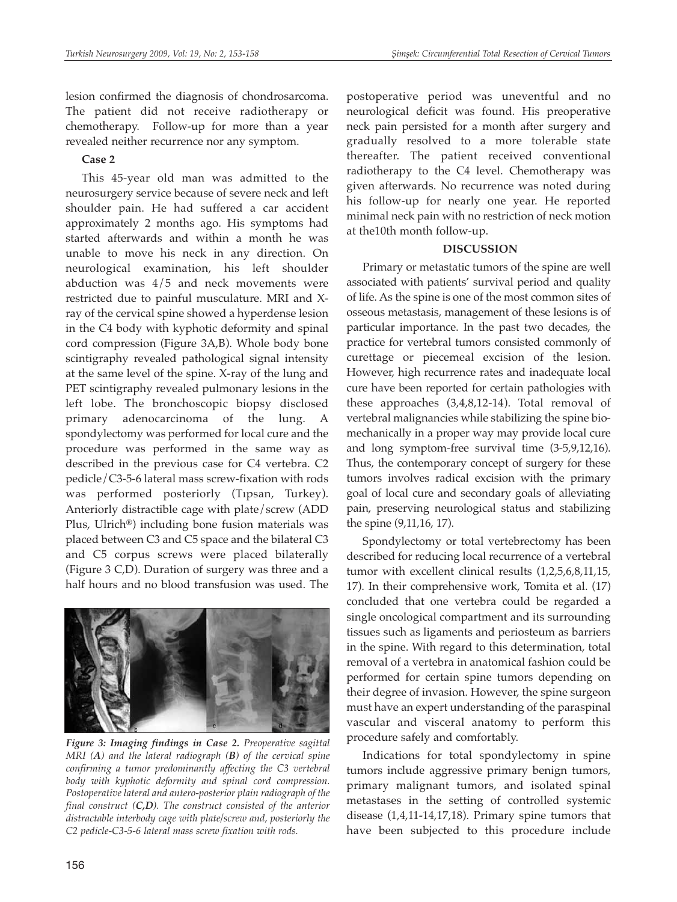lesion confirmed the diagnosis of chondrosarcoma. The patient did not receive radiotherapy or chemotherapy. Follow-up for more than a year revealed neither recurrence nor any symptom.

**Case 2**

This 45-year old man was admitted to the neurosurgery service because of severe neck and left shoulder pain. He had suffered a car accident approximately 2 months ago. His symptoms had started afterwards and within a month he was unable to move his neck in any direction. On neurological examination, his left shoulder abduction was 4/5 and neck movements were restricted due to painful musculature. MRI and X-ray of the cervical spine showed a hyperdense lesion in the C4 body with kyphotic deformity and spinal cord compression (Figure 3A,B). Whole body bone scintigraphy revealed pathological signal intensity at the same level of the spine. X-ray of the lung and PET scintigraphy revealed pulmonary lesions in the left lobe. The bronchoscopic biopsy disclosed primary adenocarcinoma of the lung. A spondylectomy was performed for local cure and the procedure was performed in the same way as described in the previous case for C4 vertebra. C2 pedicle/C3-5-6 lateral mass screw-fixation with rods was performed posteriorly (Tıpsan, Turkey). Anteriorly distractible cage with plate/screw (ADD Plus, Ulrich®) including bone fusion materials was placed between C3 and C5 space and the bilateral C3 and C5 corpus screws were placed bilaterally (Figure 3 C,D). Duration of surgery was three and a half hours and no blood transfusion was used. The

*Figure 3: Imaging findings in Case 2. Preoperative sagittal MRI (**A**) and the lateral radiograph (**B**) of the cervical spine confirming a tumor predominantly affecting the C3 vertebral body with kyphotic deformity and spinal cord compression. Postoperative lateral and antero-posterior plain radiograph of the final construct (**C,D**). The construct consisted of the anterior distractable interbody cage with plate/screw and, posteriorly the C2 pedicle-C3-5-6 lateral mass screw fixation with rods.*

postoperative period was uneventful and no neurological deficit was found. His preoperative neck pain persisted for a month after surgery and gradually resolved to a more tolerable state thereafter. The patient received conventional radiotherapy to the C4 level. Chemotherapy was given afterwards. No recurrence was noted during his follow-up for nearly one year. He reported minimal neck pain with no restriction of neck motion at the10th month follow-up.

## DISCUSSION

Primary or metastatic tumors of the spine are well associated with patients' survival period and quality of life. As the spine is one of the most common sites of osseous metastasis, management of these lesions is of particular importance. In the past two decades, the practice for vertebral tumors consisted commonly of curettage or piecemeal excision of the lesion. However, high recurrence rates and inadequate local cure have been reported for certain pathologies with these approaches (3,4,8,12-14). Total removal of vertebral malignancies while stabilizing the spine bio-mechanically in a proper way may provide local cure and long symptom-free survival time (3-5,9,12,16). Thus, the contemporary concept of surgery for these tumors involves radical excision with the primary goal of local cure and secondary goals of alleviating pain, preserving neurological status and stabilizing the spine (9,11,16, 17).

Spondylectomy or total vertebrectomy has been described for reducing local recurrence of a vertebral tumor with excellent clinical results (1,2,5,6,8,11,15, 17). In their comprehensive work, Tomita et al. (17) concluded that one vertebra could be regarded a single oncological compartment and its surrounding tissues such as ligaments and periosteum as barriers in the spine. With regard to this determination, total removal of a vertebra in anatomical fashion could be performed for certain spine tumors depending on their degree of invasion. However, the spine surgeon must have an expert understanding of the paraspinal vascular and visceral anatomy to perform this procedure safely and comfortably.

Indications for total spondylectomy in spine tumors include aggressive primary benign tumors, primary malignant tumors, and isolated spinal metastases in the setting of controlled systemic disease (1,4,11-14,17,18). Primary spine tumors that have been subjected to this procedure include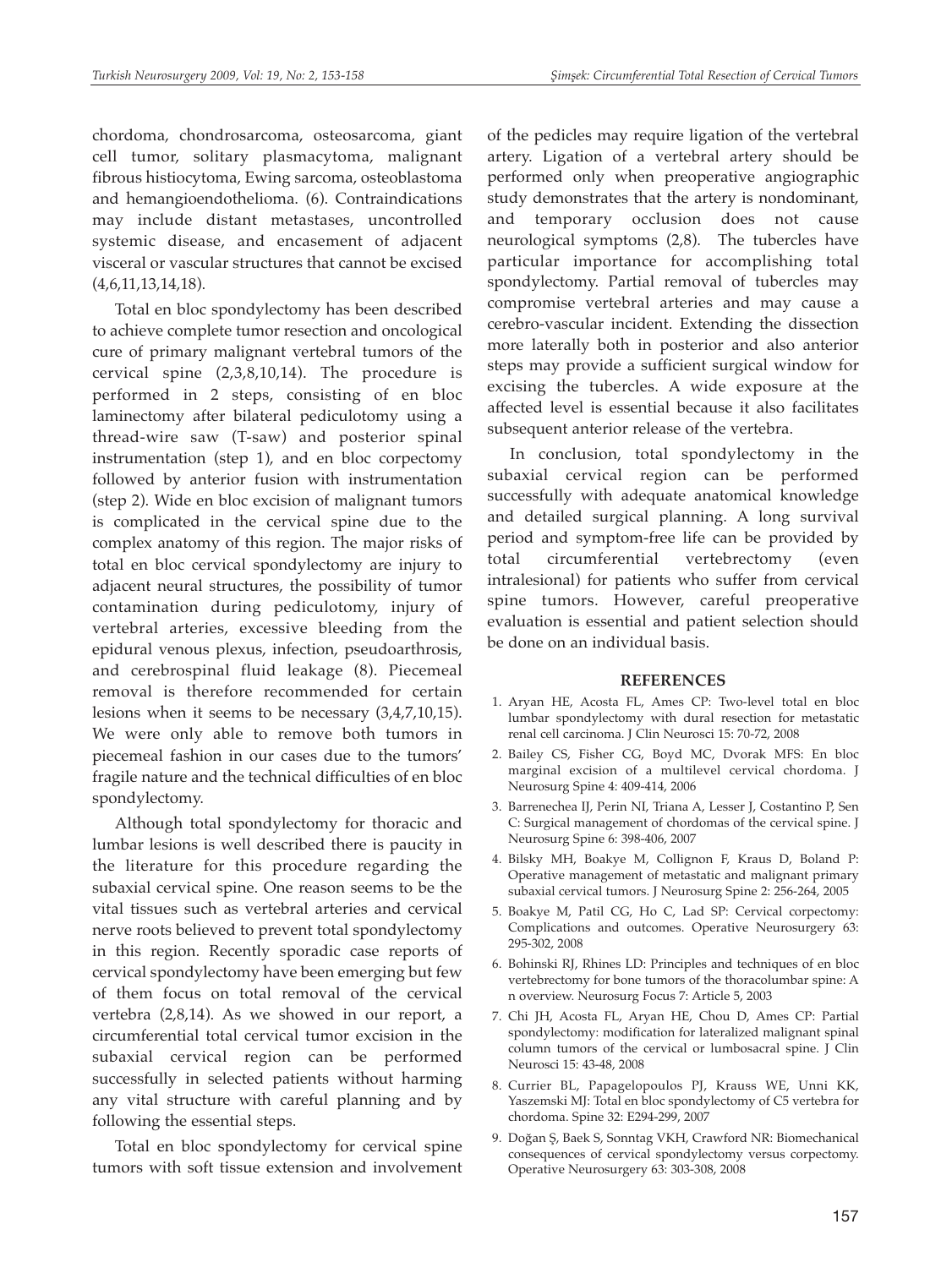chordoma, chondrosarcoma, osteosarcoma, giant cell tumor, solitary plasmacytoma, malignant fibrous histiocytoma, Ewing sarcoma, osteoblastoma and hemangioendothelioma. (6). Contraindications may include distant metastases, uncontrolled systemic disease, and encasement of adjacent visceral or vascular structures that cannot be excised (4,6,11,13,14,18).

Total en bloc spondylectomy has been described to achieve complete tumor resection and oncological cure of primary malignant vertebral tumors of the cervical spine (2,3,8,10,14). The procedure is performed in 2 steps, consisting of en bloc laminectomy after bilateral pediculotomy using a thread-wire saw (T-saw) and posterior spinal instrumentation (step 1), and en bloc corpectomy followed by anterior fusion with instrumentation (step 2). Wide en bloc excision of malignant tumors is complicated in the cervical spine due to the complex anatomy of this region. The major risks of total en bloc cervical spondylectomy are injury to adjacent neural structures, the possibility of tumor contamination during pediculotomy, injury of vertebral arteries, excessive bleeding from the epidural venous plexus, infection, pseudoarthrosis, and cerebrospinal fluid leakage (8). Piecemeal removal is therefore recommended for certain lesions when it seems to be necessary (3,4,7,10,15). We were only able to remove both tumors in piecemeal fashion in our cases due to the tumors' fragile nature and the technical difficulties of en bloc spondylectomy.

Although total spondylectomy for thoracic and lumbar lesions is well described there is paucity in the literature for this procedure regarding the subaxial cervical spine. One reason seems to be the vital tissues such as vertebral arteries and cervical nerve roots believed to prevent total spondylectomy in this region. Recently sporadic case reports of cervical spondylectomy have been emerging but few of them focus on total removal of the cervical vertebra (2,8,14). As we showed in our report, a circumferential total cervical tumor excision in the subaxial cervical region can be performed successfully in selected patients without harming any vital structure with careful planning and by following the essential steps.

Total en bloc spondylectomy for cervical spine tumors with soft tissue extension and involvement of the pedicles may require ligation of the vertebral artery. Ligation of a vertebral artery should be performed only when preoperative angiographic study demonstrates that the artery is nondominant, and temporary occlusion does not cause neurological symptoms (2,8). The tubercles have particular importance for accomplishing total spondylectomy. Partial removal of tubercles may compromise vertebral arteries and may cause a cerebro-vascular incident. Extending the dissection more laterally both in posterior and also anterior steps may provide a sufficient surgical window for excising the tubercles. A wide exposure at the affected level is essential because it also facilitates subsequent anterior release of the vertebra.

In conclusion, total spondylectomy in the subaxial cervical region can be performed successfully with adequate anatomical knowledge and detailed surgical planning. A long survival period and symptom-free life can be provided by total circumferential vertebrectomy (even intralesional) for patients who suffer from cervical spine tumors. However, careful preoperative evaluation is essential and patient selection should be done on an individual basis.

## REFERENCES

1. Aryan HE, Acosta FL, Ames CP: Two-level total en bloc lumbar spondylectomy with dural resection for metastatic renal cell carcinoma. J Clin Neurosci 15: 70-72, 2008
2. Bailey CS, Fisher CG, Boyd MC, Dvorak MFS: En bloc marginal excision of a multilevel cervical chordoma. J Neurosurg Spine 4: 409-414, 2006
3. Barrenechea IJ, Perin NI, Triana A, Lesser J, Costantino P, Sen C: Surgical management of chordomas of the cervical spine. J Neurosurg Spine 6: 398-406, 2007
4. Bilsky MH, Boakye M, Collignon F, Kraus D, Boland P: Operative management of metastatic and malignant primary subaxial cervical tumors. J Neurosurg Spine 2: 256-264, 2005
5. Boakye M, Patil CG, Ho C, Lad SP: Cervical corpectomy: Complications and outcomes. Operative Neurosurgery 63: 295-302, 2008
6. Bohinski RJ, Rhines LD: Principles and techniques of en bloc vertebrectomy for bone tumors of the thoracolumbar spine: A n overview. Neurosurg Focus 7: Article 5, 2003
7. Chi JH, Acosta FL, Aryan HE, Chou D, Ames CP: Partial spondylectomy: modification for lateralized malignant spinal column tumors of the cervical or lumbosacral spine. J Clin Neurosci 15: 43-48, 2008
8. Currier BL, Papagelopoulos PJ, Krauss WE, Unni KK, Yaszemski MJ: Total en bloc spondylectomy of C5 vertebra for chordoma. Spine 32: E294-299, 2007
9. Doğan Ş, Baek S, Sonntag VKH, Crawford NR: Biomechanical consequences of cervical spondylectomy versus corpectomy. Operative Neurosurgery 63: 303-308, 2008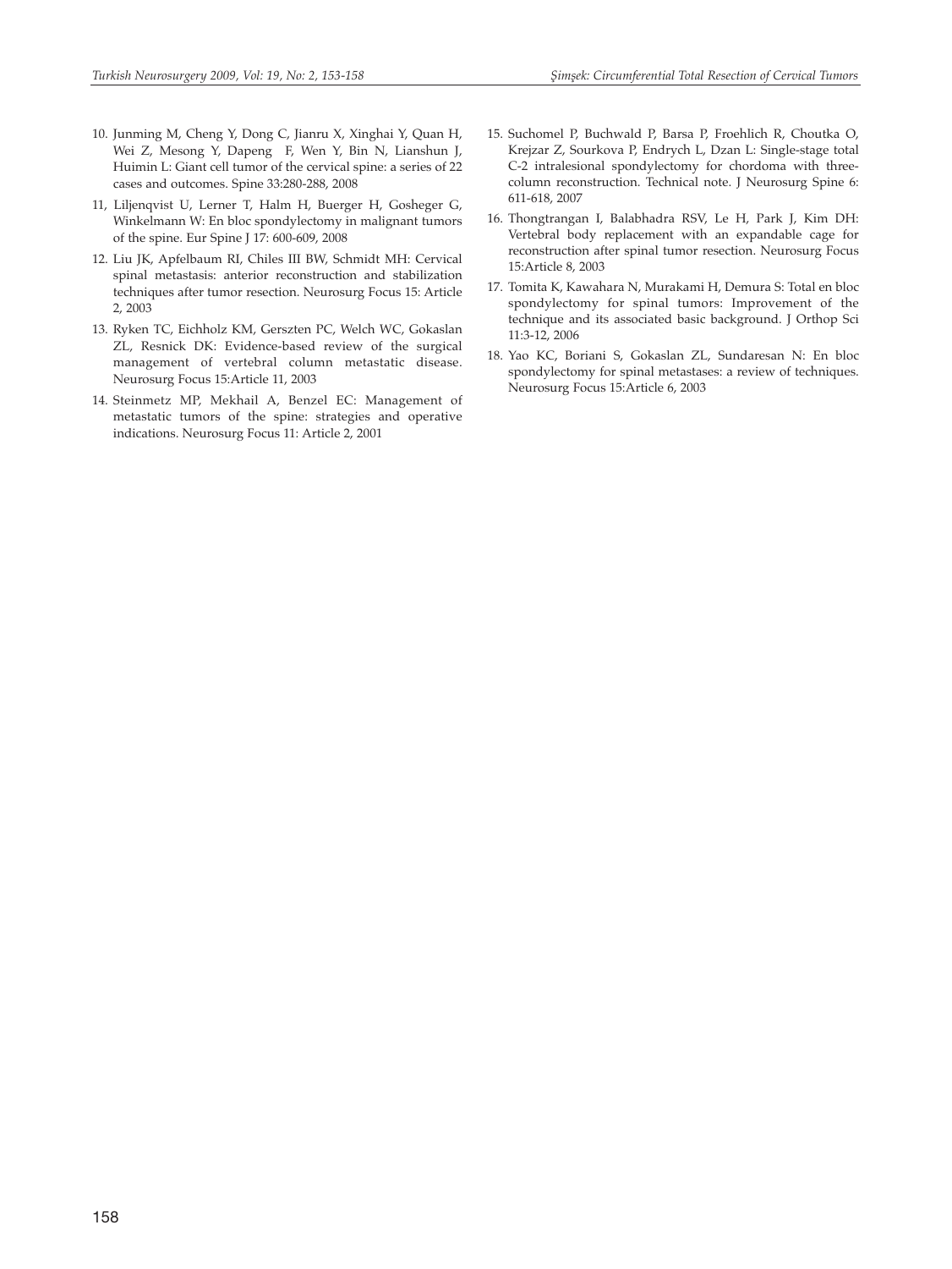10. Junming M, Cheng Y, Dong C, Jianru X, Xinghai Y, Quan H, Wei Z, Mesong Y, Dapeng F, Wen Y, Bin N, Lianshun J, Huimin L: Giant cell tumor of the cervical spine: a series of 22 cases and outcomes. Spine 33:280-288, 2008

11, Liljenqvist U, Lerner T, Halm H, Buerger H, Gosheger G, Winkelmann W: En bloc spondylectomy in malignant tumors of the spine. Eur Spine J 17: 600-609, 2008

12. Liu JK, Apfelbaum RI, Chiles III BW, Schmidt MH: Cervical spinal metastasis: anterior reconstruction and stabilization techniques after tumor resection. Neurosurg Focus 15: Article 2, 2003

13. Ryken TC, Eichholz KM, Gerszten PC, Welch WC, Gokaslan ZL, Resnick DK: Evidence-based review of the surgical management of vertebral column metastatic disease. Neurosurg Focus 15:Article 11, 2003

14. Steinmetz MP, Mekhail A, Benzel EC: Management of metastatic tumors of the spine: strategies and operative indications. Neurosurg Focus 11: Article 2, 2001

15. Suchomel P, Buchwald P, Barsa P, Froehlich R, Choutka O, Krejzar Z, Sourkova P, Endrych L, Dzan L: Single-stage total C-2 intralesional spondylectomy for chordoma with three-column reconstruction. Technical note. J Neurosurg Spine 6: 611-618, 2007

16. Thongtrangan I, Balabhadra RSV, Le H, Park J, Kim DH: Vertebral body replacement with an expandable cage for reconstruction after spinal tumor resection. Neurosurg Focus 15:Article 8, 2003

17. Tomita K, Kawahara N, Murakami H, Demura S: Total en bloc spondylectomy for spinal tumors: Improvement of the technique and its associated basic background. J Orthop Sci 11:3-12, 2006

18. Yao KC, Boriani S, Gokaslan ZL, Sundaresan N: En bloc spondylectomy for spinal metastases: a review of techniques. Neurosurg Focus 15:Article 6, 2003